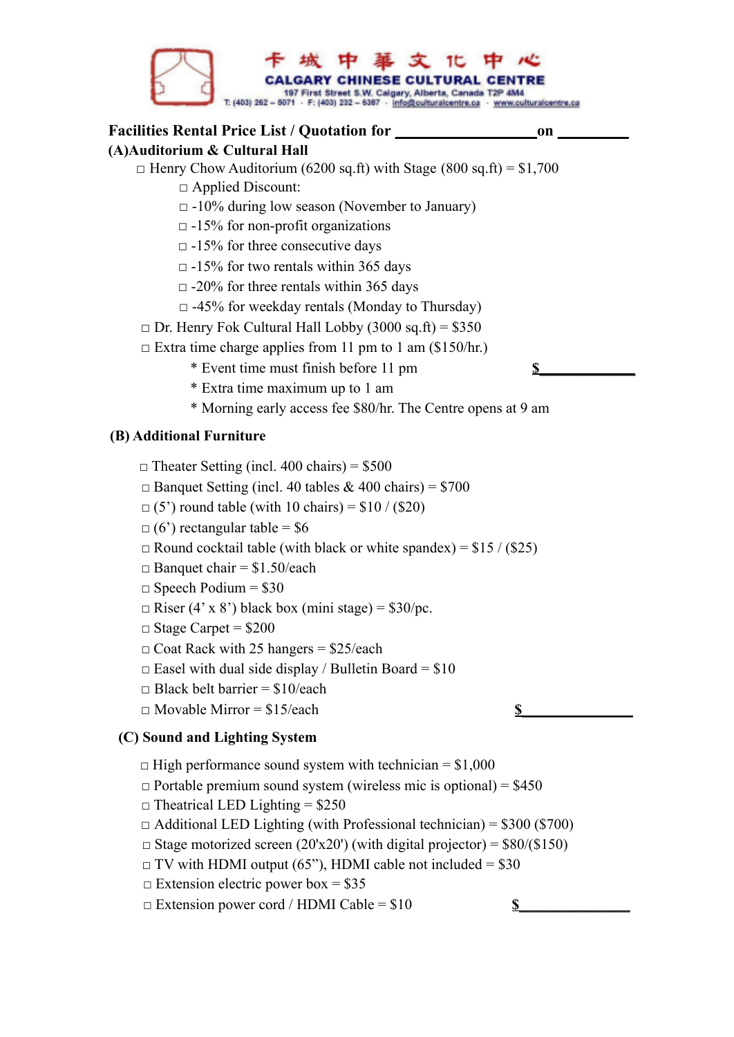卡城中華文化中心
**CALGARY CHINESE CULTURAL CENTRE**
197 First Street S.W. Calgary, Alberta, Canada T2P 4M4
T: (403) 262 – 5071 · F: (403) 232 – 6387 · info@culturalcentre.ca · www.culturalcentre.ca

**Facilities Rental Price List / Quotation for \_\_\_\_\_\_\_\_\_\_\_\_\_\_\_\_\_\_ on \_\_\_\_\_\_\_\_\_**

**(A)Auditorium & Cultural Hall**

- □ Henry Chow Auditorium (6200 sq.ft) with Stage (800 sq.ft) = $1,700
  - □ Applied Discount:
  - □ -10% during low season (November to January)
  - □ -15% for non-profit organizations
  - □ -15% for three consecutive days
  - □ -15% for two rentals within 365 days
  - □ -20% for three rentals within 365 days
  - □ -45% for weekday rentals (Monday to Thursday)
- □ Dr. Henry Fok Cultural Hall Lobby (3000 sq.ft) = $350
- □ Extra time charge applies from 11 pm to 1 am ($150/hr.)
  - \* Event time must finish before 11 pm **$\_\_\_\_\_\_\_\_\_\_\_\_**
  - \* Extra time maximum up to 1 am
  - \* Morning early access fee $80/hr. The Centre opens at 9 am

**(B) Additional Furniture**

- □ Theater Setting (incl. 400 chairs) = $500
- □ Banquet Setting (incl. 40 tables & 400 chairs) = $700
- □ (5') round table (with 10 chairs) = $10 / ($20)
- □ (6') rectangular table = $6
- □ Round cocktail table (with black or white spandex) = $15 / ($25)
- □ Banquet chair = $1.50/each
- □ Speech Podium = $30
- □ Riser (4' x 8') black box (mini stage) = $30/pc.
- □ Stage Carpet = $200
- □ Coat Rack with 25 hangers = $25/each
- □ Easel with dual side display / Bulletin Board = $10
- □ Black belt barrier = $10/each
- □ Movable Mirror = $15/each **$\_\_\_\_\_\_\_\_\_\_\_\_\_\_\_**

**(C) Sound and Lighting System**

- □ High performance sound system with technician = $1,000
- □ Portable premium sound system (wireless mic is optional) = $450
- □ Theatrical LED Lighting = $250
- □ Additional LED Lighting (with Professional technician) = $300 ($700)
- □ Stage motorized screen (20'x20') (with digital projector) = $80/($150)
- □ TV with HDMI output (65"), HDMI cable not included = $30
- □ Extension electric power box = $35
- □ Extension power cord / HDMI Cable = $10 **$\_\_\_\_\_\_\_\_\_\_\_\_\_\_\_**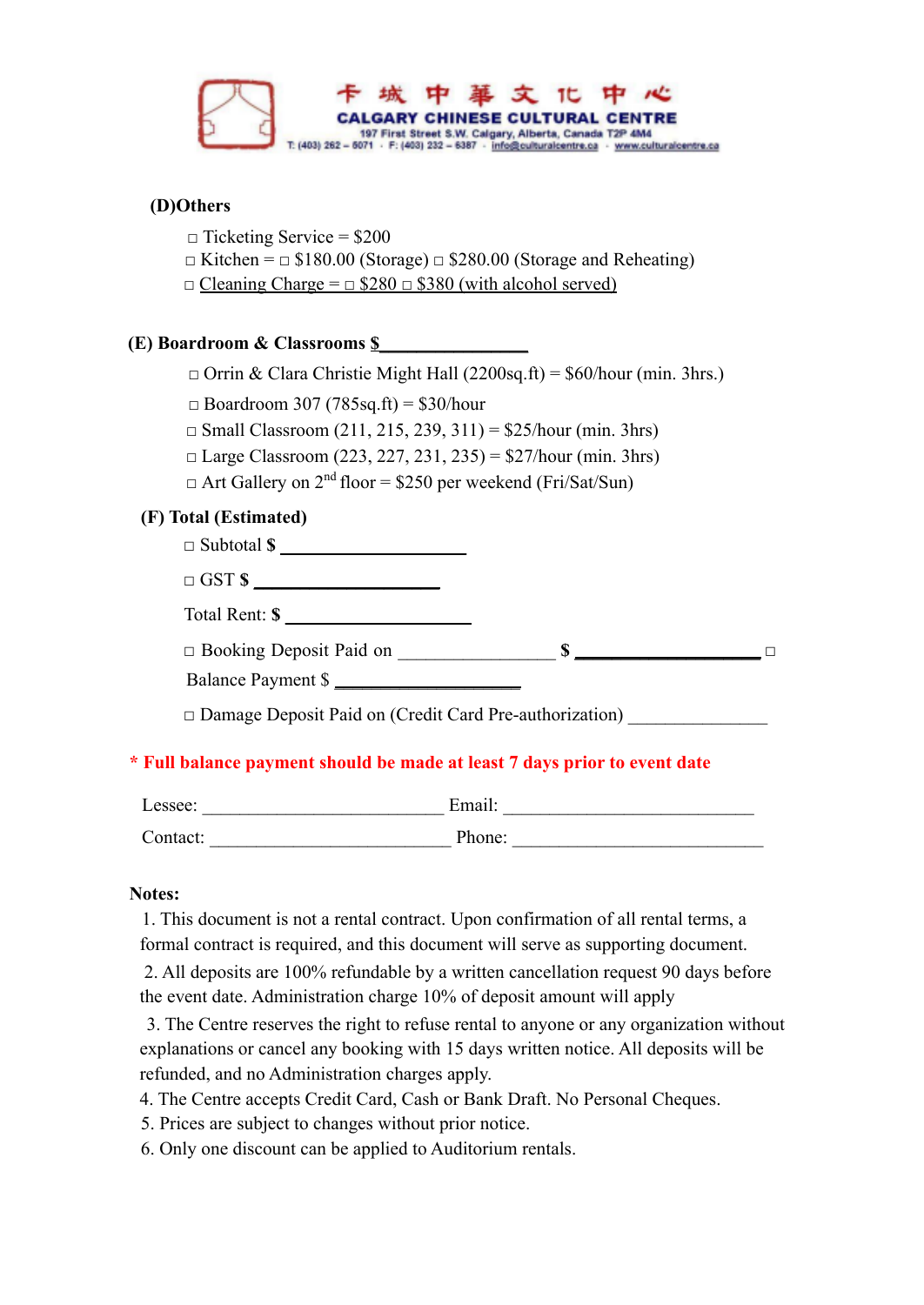卡城中華文化中心
CALGARY CHINESE CULTURAL CENTRE
197 First Street S.W. Calgary, Alberta, Canada T2P 4M4
T: (403) 262 – 5071 · F: (403) 232 – 6387 · info@culturalcentre.ca · www.culturalcentre.ca

**(D)Others**

□ Ticketing Service = $200
□ Kitchen = □ $180.00 (Storage) □ $280.00 (Storage and Reheating)
□ Cleaning Charge = □ $280 □ $380 (with alcohol served)

**(E) Boardroom & Classrooms $________________**

□ Orrin & Clara Christie Might Hall (2200sq.ft) = $60/hour (min. 3hrs.)
□ Boardroom 307 (785sq.ft) = $30/hour
□ Small Classroom (211, 215, 239, 311) = $25/hour (min. 3hrs)
□ Large Classroom (223, 227, 231, 235) = $27/hour (min. 3hrs)
□ Art Gallery on 2nd floor = $250 per weekend (Fri/Sat/Sun)

**(F) Total (Estimated)**

□ Subtotal **$** ____________________

□ GST **$** ____________________

Total Rent: **$** ____________________

□ Booking Deposit Paid on ________________ **$** ____________________ □
Balance Payment $ ____________________

□ Damage Deposit Paid on (Credit Card Pre-authorization) ______________

**\* Full balance payment should be made at least 7 days prior to event date**

Lessee: _________________________ Email: __________________________
Contact: _________________________ Phone: __________________________

**Notes:**

1. This document is not a rental contract. Upon confirmation of all rental terms, a formal contract is required, and this document will serve as supporting document.
2. All deposits are 100% refundable by a written cancellation request 90 days before the event date. Administration charge 10% of deposit amount will apply
3. The Centre reserves the right to refuse rental to anyone or any organization without explanations or cancel any booking with 15 days written notice. All deposits will be refunded, and no Administration charges apply.
4. The Centre accepts Credit Card, Cash or Bank Draft. No Personal Cheques.
5. Prices are subject to changes without prior notice.
6. Only one discount can be applied to Auditorium rentals.